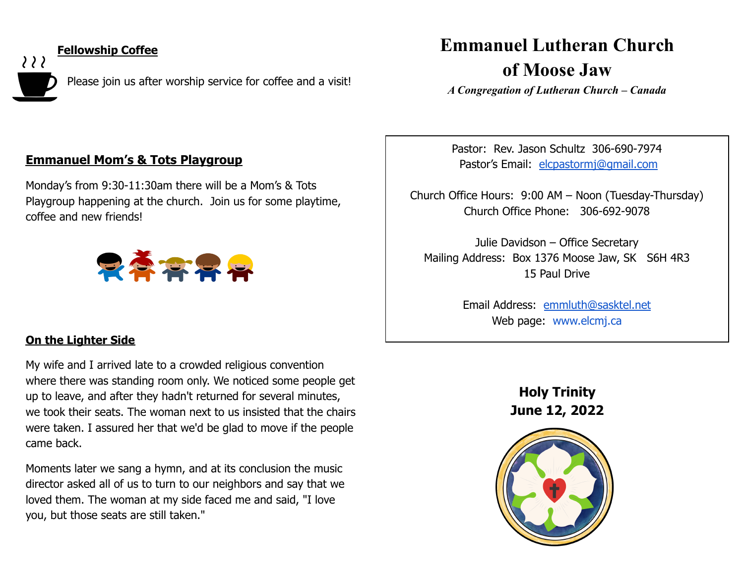# Emmanuel Lutheran Church of Moose Jaw

*A Congregation of Lutheran Church – Canada*

Pastor: Rev. Jason Schultz 306-690-7974
Pastor's Email: elcpastormj@gmail.com

Church Office Hours: 9:00 AM – Noon (Tuesday-Thursday)
Church Office Phone: 306-692-9078

Julie Davidson – Office Secretary
Mailing Address: Box 1376 Moose Jaw, SK S6H 4R3
15 Paul Drive

Email Address: emmluth@sasktel.net
Web page: www.elcmj.ca

**Holy Trinity**
**June 12, 2022**

## Fellowship Coffee

Please join us after worship service for coffee and a visit!

## Emmanuel Mom's & Tots Playgroup

Monday's from 9:30-11:30am there will be a Mom's & Tots Playgroup happening at the church. Join us for some playtime, coffee and new friends!

## On the Lighter Side

My wife and I arrived late to a crowded religious convention where there was standing room only. We noticed some people get up to leave, and after they hadn't returned for several minutes, we took their seats. The woman next to us insisted that the chairs were taken. I assured her that we'd be glad to move if the people came back.

Moments later we sang a hymn, and at its conclusion the music director asked all of us to turn to our neighbors and say that we loved them. The woman at my side faced me and said, "I love you, but those seats are still taken."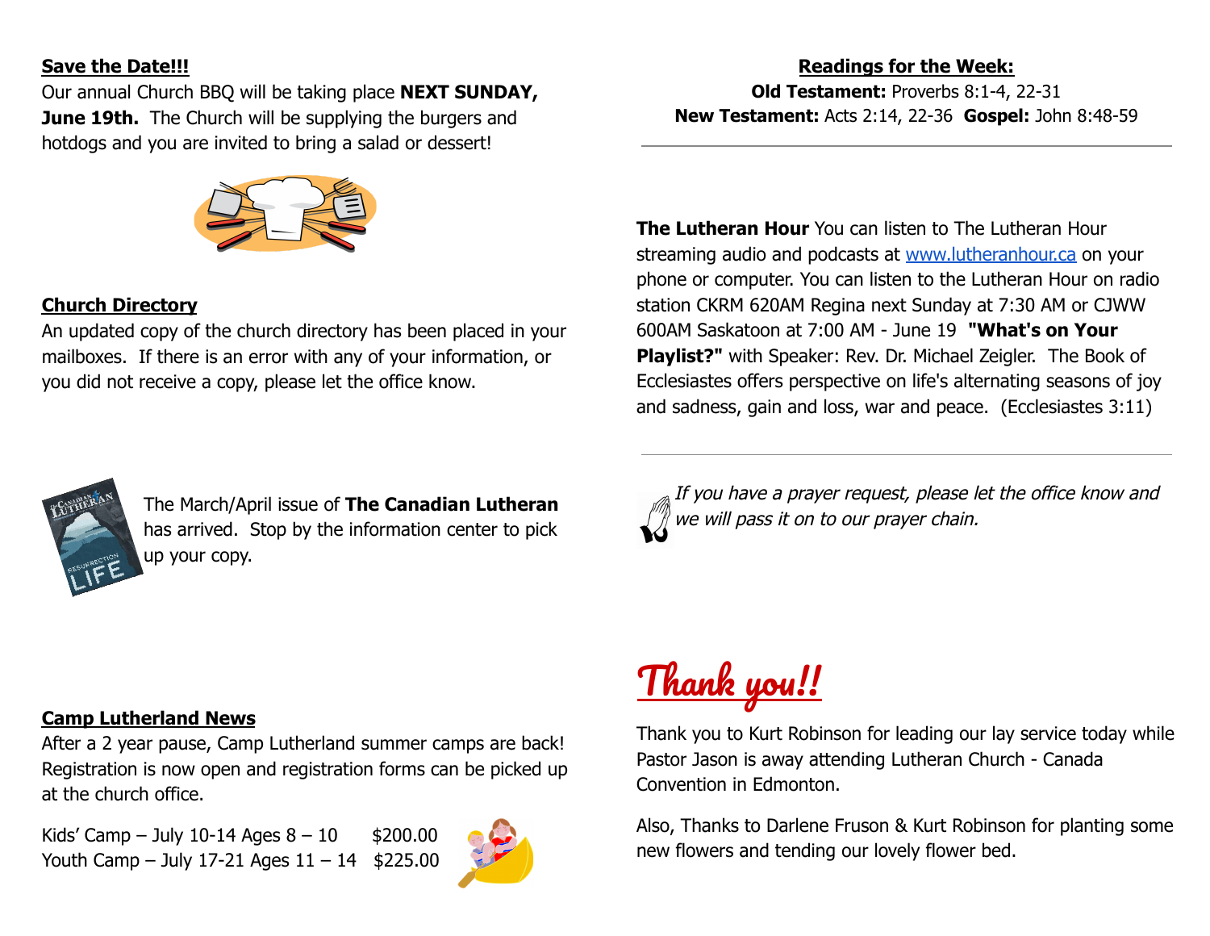**Save the Date!!!**

Our annual Church BBQ will be taking place **NEXT SUNDAY, June 19th.** The Church will be supplying the burgers and hotdogs and you are invited to bring a salad or dessert!

**Church Directory**

An updated copy of the church directory has been placed in your mailboxes. If there is an error with any of your information, or you did not receive a copy, please let the office know.

The March/April issue of **The Canadian Lutheran** has arrived. Stop by the information center to pick up your copy.

**Camp Lutherland News**

After a 2 year pause, Camp Lutherland summer camps are back! Registration is now open and registration forms can be picked up at the church office.

Kids' Camp – July 10-14 Ages 8 – 10 $200.00
Youth Camp – July 17-21 Ages 11 – 14 $225.00

**Readings for the Week:**

**Old Testament:** Proverbs 8:1-4, 22-31
**New Testament:** Acts 2:14, 22-36 **Gospel:** John 8:48-59

**The Lutheran Hour** You can listen to The Lutheran Hour streaming audio and podcasts at www.lutheranhour.ca on your phone or computer. You can listen to the Lutheran Hour on radio station CKRM 620AM Regina next Sunday at 7:30 AM or CJWW 600AM Saskatoon at 7:00 AM - June 19 **"What's on Your Playlist?"** with Speaker: Rev. Dr. Michael Zeigler. The Book of Ecclesiastes offers perspective on life's alternating seasons of joy and sadness, gain and loss, war and peace. (Ecclesiastes 3:11)

*If you have a prayer request, please let the office know and we will pass it on to our prayer chain.*

## Thank you!!

Thank you to Kurt Robinson for leading our lay service today while Pastor Jason is away attending Lutheran Church - Canada Convention in Edmonton.

Also, Thanks to Darlene Fruson & Kurt Robinson for planting some new flowers and tending our lovely flower bed.